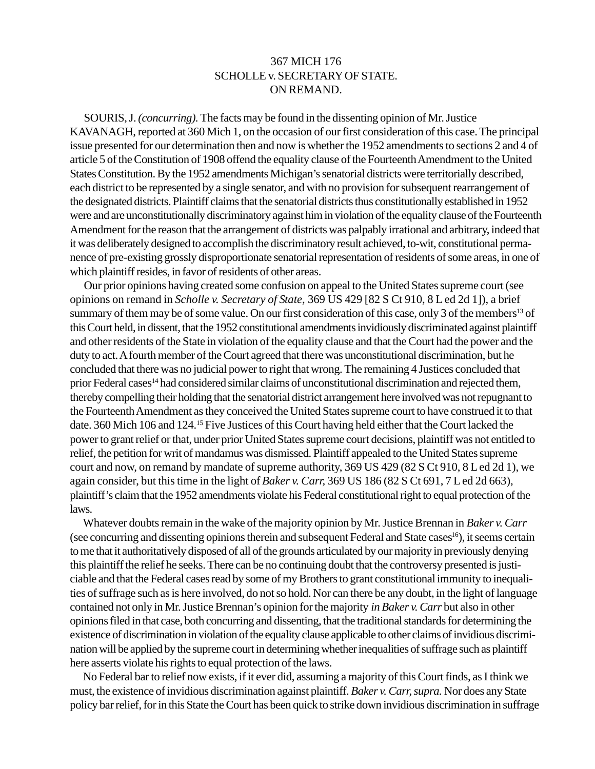367 MICH 176
SCHOLLE v. SECRETARY OF STATE.
ON REMAND.

SOURIS, J. *(concurring).* The facts may be found in the dissenting opinion of Mr. Justice KAVANAGH, reported at 360 Mich 1, on the occasion of our first consideration of this case. The principal issue presented for our determination then and now is whether the 1952 amendments to sections 2 and 4 of article 5 of the Constitution of 1908 offend the equality clause of the Fourteenth Amendment to the United States Constitution. By the 1952 amendments Michigan's senatorial districts were territorially described, each district to be represented by a single senator, and with no provision for subsequent rearrangement of the designated districts. Plaintiff claims that the senatorial districts thus constitutionally established in 1952 were and are unconstitutionally discriminatory against him in violation of the equality clause of the Fourteenth Amendment for the reason that the arrangement of districts was palpably irrational and arbitrary, indeed that it was deliberately designed to accomplish the discriminatory result achieved, to-wit, constitutional permanence of pre-existing grossly disproportionate senatorial representation of residents of some areas, in one of which plaintiff resides, in favor of residents of other areas.

Our prior opinions having created some confusion on appeal to the United States supreme court (see opinions on remand in *Scholle v. Secretary of State,* 369 US 429 [82 S Ct 910, 8 L ed 2d 1]), a brief summary of them may be of some value. On our first consideration of this case, only 3 of the members[13] of this Court held, in dissent, that the 1952 constitutional amendments invidiously discriminated against plaintiff and other residents of the State in violation of the equality clause and that the Court had the power and the duty to act. A fourth member of the Court agreed that there was unconstitutional discrimination, but he concluded that there was no judicial power to right that wrong. The remaining 4 Justices concluded that prior Federal cases[14] had considered similar claims of unconstitutional discrimination and rejected them, thereby compelling their holding that the senatorial district arrangement here involved was not repugnant to the Fourteenth Amendment as they conceived the United States supreme court to have construed it to that date. 360 Mich 106 and 124.[15] Five Justices of this Court having held either that the Court lacked the power to grant relief or that, under prior United States supreme court decisions, plaintiff was not entitled to relief, the petition for writ of mandamus was dismissed. Plaintiff appealed to the United States supreme court and now, on remand by mandate of supreme authority, 369 US 429 (82 S Ct 910, 8 L ed 2d 1), we again consider, but this time in the light of *Baker v. Carr,* 369 US 186 (82 S Ct 691, 7 L ed 2d 663), plaintiff's claim that the 1952 amendments violate his Federal constitutional right to equal protection of the laws.

Whatever doubts remain in the wake of the majority opinion by Mr. Justice Brennan in *Baker v. Carr* (see concurring and dissenting opinions therein and subsequent Federal and State cases[16]), it seems certain to me that it authoritatively disposed of all of the grounds articulated by our majority in previously denying this plaintiff the relief he seeks. There can be no continuing doubt that the controversy presented is justiciable and that the Federal cases read by some of my Brothers to grant constitutional immunity to inequalities of suffrage such as is here involved, do not so hold. Nor can there be any doubt, in the light of language contained not only in Mr. Justice Brennan's opinion for the majority *in Baker v. Carr* but also in other opinions filed in that case, both concurring and dissenting, that the traditional standards for determining the existence of discrimination in violation of the equality clause applicable to other claims of invidious discrimination will be applied by the supreme court in determining whether inequalities of suffrage such as plaintiff here asserts violate his rights to equal protection of the laws.

No Federal bar to relief now exists, if it ever did, assuming a majority of this Court finds, as I think we must, the existence of invidious discrimination against plaintiff. *Baker v. Carr, supra.* Nor does any State policy bar relief, for in this State the Court has been quick to strike down invidious discrimination in suffrage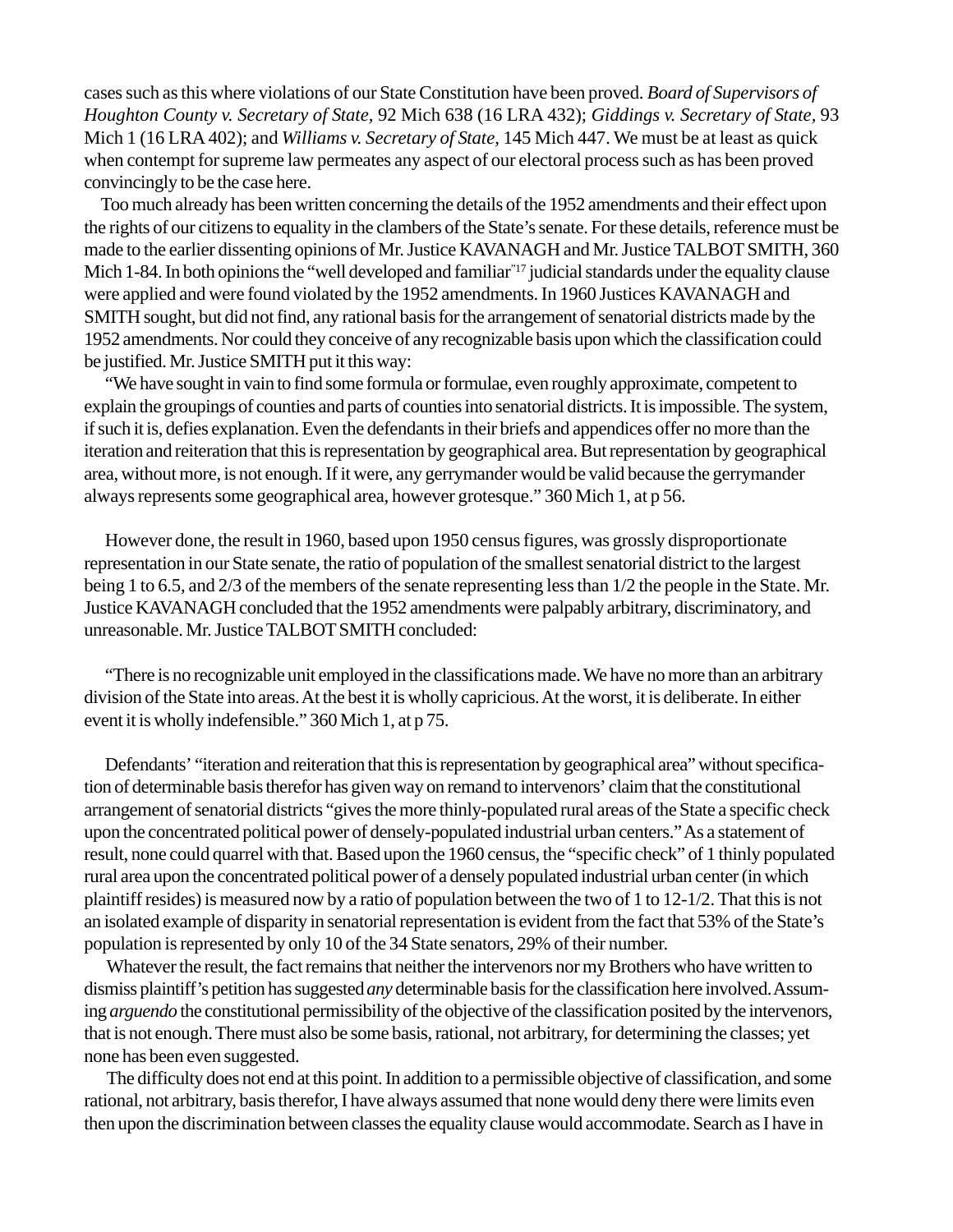cases such as this where violations of our State Constitution have been proved. *Board of Supervisors of Houghton County v. Secretary of State,* 92 Mich 638 (16 LRA 432); *Giddings v. Secretary of State,* 93 Mich 1 (16 LRA 402); and *Williams v. Secretary of State,* 145 Mich 447. We must be at least as quick when contempt for supreme law permeates any aspect of our electoral process such as has been proved convincingly to be the case here.

Too much already has been written concerning the details of the 1952 amendments and their effect upon the rights of our citizens to equality in the clambers of the State's senate. For these details, reference must be made to the earlier dissenting opinions of Mr. Justice KAVANAGH and Mr. Justice TALBOT SMITH, 360 Mich 1-84. In both opinions the "well developed and familiar"[17] judicial standards under the equality clause were applied and were found violated by the 1952 amendments. In 1960 Justices KAVANAGH and SMITH sought, but did not find, any rational basis for the arrangement of senatorial districts made by the 1952 amendments. Nor could they conceive of any recognizable basis upon which the classification could be justified. Mr. Justice SMITH put it this way:

"We have sought in vain to find some formula or formulae, even roughly approximate, competent to explain the groupings of counties and parts of counties into senatorial districts. It is impossible. The system, if such it is, defies explanation. Even the defendants in their briefs and appendices offer no more than the iteration and reiteration that this is representation by geographical area. But representation by geographical area, without more, is not enough. If it were, any gerrymander would be valid because the gerrymander always represents some geographical area, however grotesque." 360 Mich 1, at p 56.

However done, the result in 1960, based upon 1950 census figures, was grossly disproportionate representation in our State senate, the ratio of population of the smallest senatorial district to the largest being 1 to 6.5, and 2/3 of the members of the senate representing less than 1/2 the people in the State. Mr. Justice KAVANAGH concluded that the 1952 amendments were palpably arbitrary, discriminatory, and unreasonable. Mr. Justice TALBOT SMITH concluded:

"There is no recognizable unit employed in the classifications made. We have no more than an arbitrary division of the State into areas. At the best it is wholly capricious. At the worst, it is deliberate. In either event it is wholly indefensible." 360 Mich 1, at p 75.

Defendants' "iteration and reiteration that this is representation by geographical area" without specification of determinable basis therefor has given way on remand to intervenors' claim that the constitutional arrangement of senatorial districts "gives the more thinly-populated rural areas of the State a specific check upon the concentrated political power of densely-populated industrial urban centers." As a statement of result, none could quarrel with that. Based upon the 1960 census, the "specific check" of 1 thinly populated rural area upon the concentrated political power of a densely populated industrial urban center (in which plaintiff resides) is measured now by a ratio of population between the two of 1 to 12-1/2. That this is not an isolated example of disparity in senatorial representation is evident from the fact that 53% of the State's population is represented by only 10 of the 34 State senators, 29% of their number.

Whatever the result, the fact remains that neither the intervenors nor my Brothers who have written to dismiss plaintiff's petition has suggested *any* determinable basis for the classification here involved. Assuming *arguendo* the constitutional permissibility of the objective of the classification posited by the intervenors, that is not enough. There must also be some basis, rational, not arbitrary, for determining the classes; yet none has been even suggested.

The difficulty does not end at this point. In addition to a permissible objective of classification, and some rational, not arbitrary, basis therefor, I have always assumed that none would deny there were limits even then upon the discrimination between classes the equality clause would accommodate. Search as I have in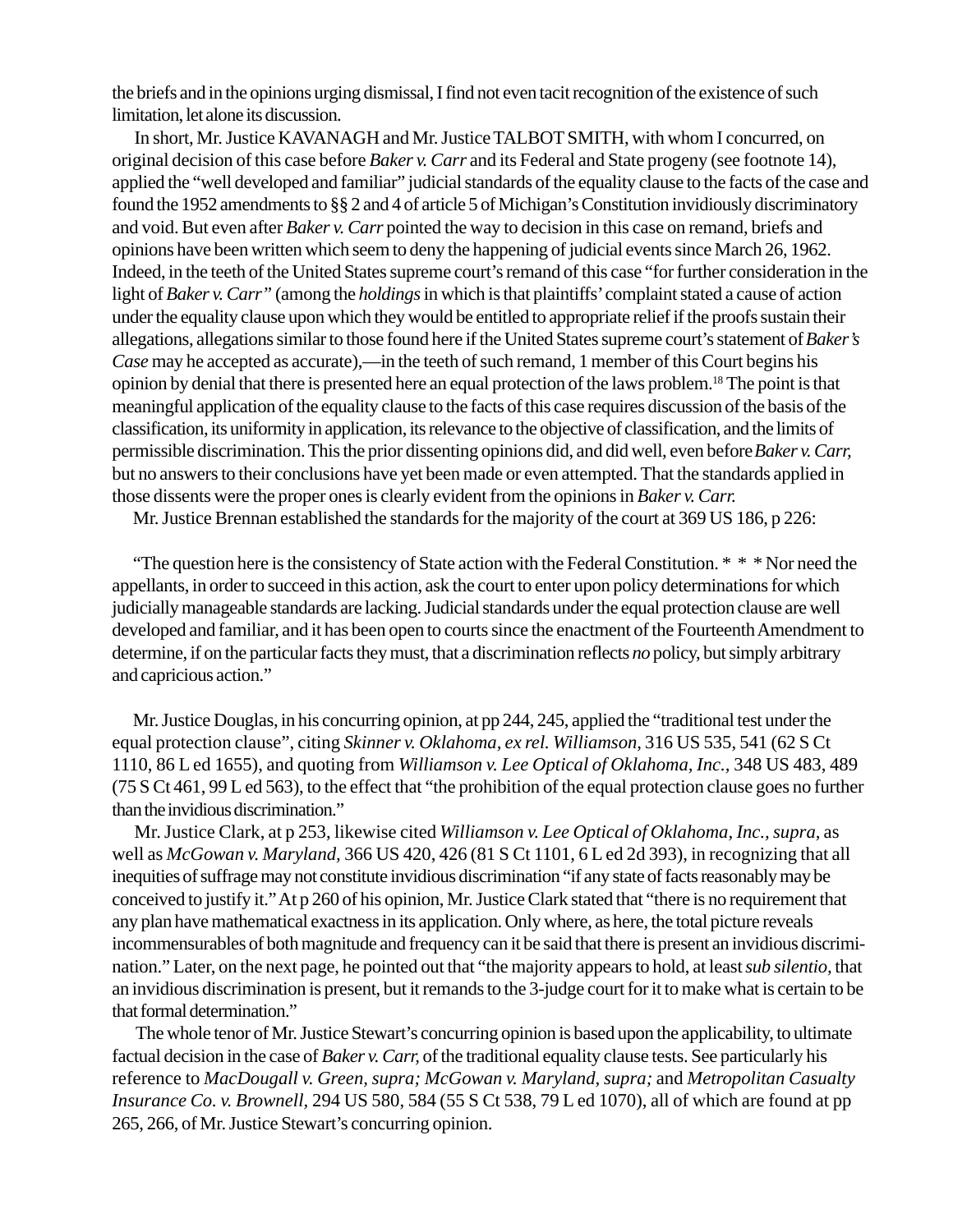the briefs and in the opinions urging dismissal, I find not even tacit recognition of the existence of such limitation, let alone its discussion.

In short, Mr. Justice KAVANAGH and Mr. Justice TALBOT SMITH, with whom I concurred, on original decision of this case before *Baker v. Carr* and its Federal and State progeny (see footnote 14), applied the "well developed and familiar" judicial standards of the equality clause to the facts of the case and found the 1952 amendments to §§ 2 and 4 of article 5 of Michigan's Constitution invidiously discriminatory and void. But even after *Baker v. Carr* pointed the way to decision in this case on remand, briefs and opinions have been written which seem to deny the happening of judicial events since March 26, 1962. Indeed, in the teeth of the United States supreme court's remand of this case "for further consideration in the light of *Baker v. Carr"* (among the *holdings* in which is that plaintiffs' complaint stated a cause of action under the equality clause upon which they would be entitled to appropriate relief if the proofs sustain their allegations, allegations similar to those found here if the United States supreme court's statement of *Baker's Case* may he accepted as accurate),—in the teeth of such remand, 1 member of this Court begins his opinion by denial that there is presented here an equal protection of the laws problem.[18] The point is that meaningful application of the equality clause to the facts of this case requires discussion of the basis of the classification, its uniformity in application, its relevance to the objective of classification, and the limits of permissible discrimination. This the prior dissenting opinions did, and did well, even before *Baker v. Carr,* but no answers to their conclusions have yet been made or even attempted. That the standards applied in those dissents were the proper ones is clearly evident from the opinions in *Baker v. Carr.*

Mr. Justice Brennan established the standards for the majority of the court at 369 US 186, p 226:

"The question here is the consistency of State action with the Federal Constitution. * * * Nor need the appellants, in order to succeed in this action, ask the court to enter upon policy determinations for which judicially manageable standards are lacking. Judicial standards under the equal protection clause are well developed and familiar, and it has been open to courts since the enactment of the Fourteenth Amendment to determine, if on the particular facts they must, that a discrimination reflects *no* policy, but simply arbitrary and capricious action."

Mr. Justice Douglas, in his concurring opinion, at pp 244, 245, applied the "traditional test under the equal protection clause", citing *Skinner v. Oklahoma, ex rel. Williamson,* 316 US 535, 541 (62 S Ct 1110, 86 L ed 1655), and quoting from *Williamson v. Lee Optical of Oklahoma, Inc.,* 348 US 483, 489 (75 S Ct 461, 99 L ed 563), to the effect that "the prohibition of the equal protection clause goes no further than the invidious discrimination."

Mr. Justice Clark, at p 253, likewise cited *Williamson v. Lee Optical of Oklahoma, Inc., supra,* as well as *McGowan v. Maryland,* 366 US 420, 426 (81 S Ct 1101, 6 L ed 2d 393), in recognizing that all inequities of suffrage may not constitute invidious discrimination "if any state of facts reasonably may be conceived to justify it." At p 260 of his opinion, Mr. Justice Clark stated that "there is no requirement that any plan have mathematical exactness in its application. Only where, as here, the total picture reveals incommensurables of both magnitude and frequency can it be said that there is present an invidious discrimination." Later, on the next page, he pointed out that "the majority appears to hold, at least *sub silentio,* that an invidious discrimination is present, but it remands to the 3-judge court for it to make what is certain to be that formal determination."

The whole tenor of Mr. Justice Stewart's concurring opinion is based upon the applicability, to ultimate factual decision in the case of *Baker v. Carr,* of the traditional equality clause tests. See particularly his reference to *MacDougall v. Green, supra; McGowan v. Maryland, supra;* and *Metropolitan Casualty Insurance Co. v. Brownell,* 294 US 580, 584 (55 S Ct 538, 79 L ed 1070), all of which are found at pp 265, 266, of Mr. Justice Stewart's concurring opinion.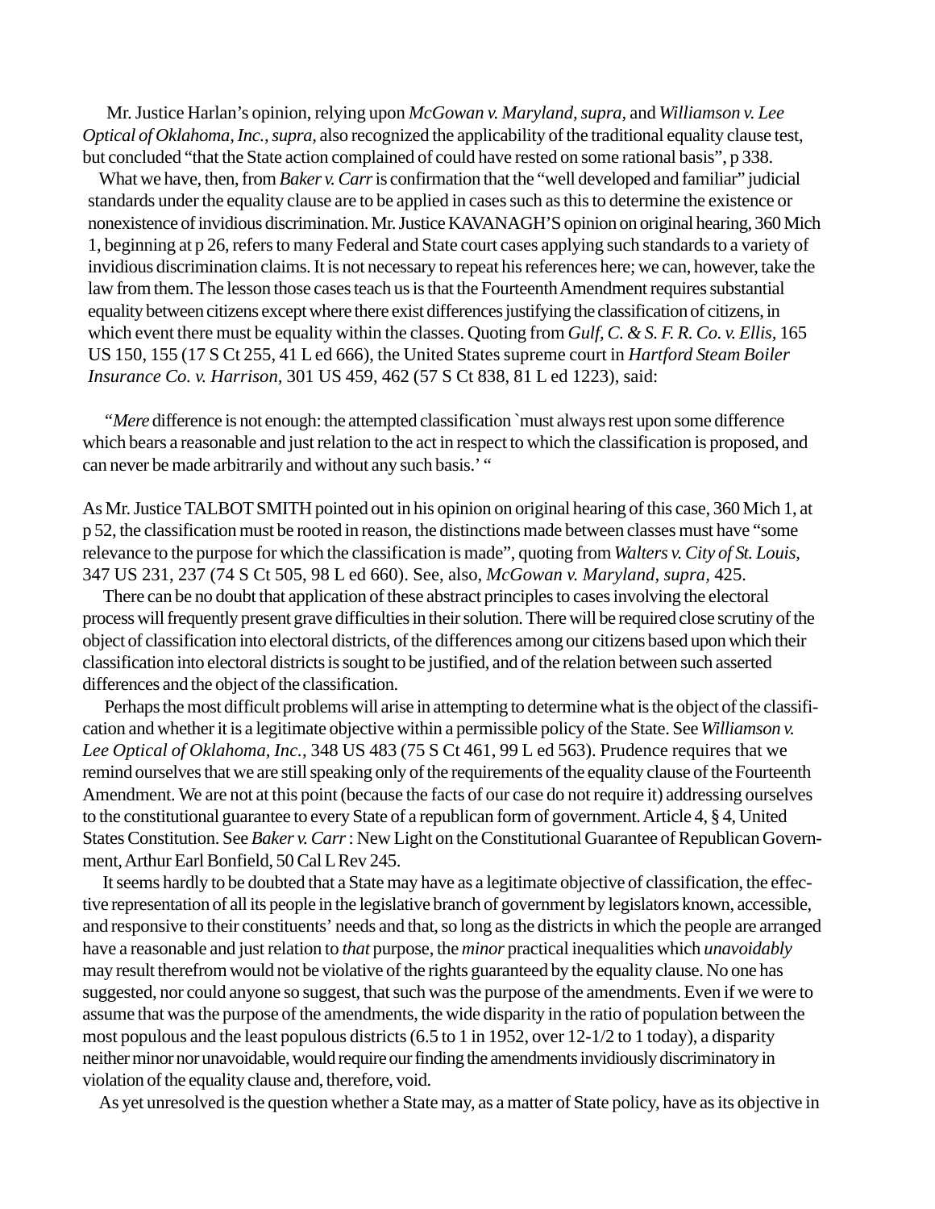Mr. Justice Harlan's opinion, relying upon *McGowan v. Maryland, supra,* and *Williamson v. Lee Optical of Oklahoma, Inc., supra,* also recognized the applicability of the traditional equality clause test, but concluded "that the State action complained of could have rested on some rational basis", p 338.

What we have, then, from *Baker v. Carr* is confirmation that the "well developed and familiar" judicial standards under the equality clause are to be applied in cases such as this to determine the existence or nonexistence of invidious discrimination. Mr. Justice KAVANAGH'S opinion on original hearing, 360 Mich 1, beginning at p 26, refers to many Federal and State court cases applying such standards to a variety of invidious discrimination claims. It is not necessary to repeat his references here; we can, however, take the law from them. The lesson those cases teach us is that the Fourteenth Amendment requires substantial equality between citizens except where there exist differences justifying the classification of citizens, in which event there must be equality within the classes. Quoting from *Gulf, C. & S. F. R. Co. v. Ellis,* 165 US 150, 155 (17 S Ct 255, 41 L ed 666), the United States supreme court in *Hartford Steam Boiler Insurance Co. v. Harrison,* 301 US 459, 462 (57 S Ct 838, 81 L ed 1223), said:

"*Mere* difference is not enough: the attempted classification `must always rest upon some difference which bears a reasonable and just relation to the act in respect to which the classification is proposed, and can never be made arbitrarily and without any such basis.' "

As Mr. Justice TALBOT SMITH pointed out in his opinion on original hearing of this case, 360 Mich 1, at p 52, the classification must be rooted in reason, the distinctions made between classes must have "some relevance to the purpose for which the classification is made", quoting from *Walters v. City of St. Louis,* 347 US 231, 237 (74 S Ct 505, 98 L ed 660). See, also, *McGowan v. Maryland, supra,* 425.

There can be no doubt that application of these abstract principles to cases involving the electoral process will frequently present grave difficulties in their solution. There will be required close scrutiny of the object of classification into electoral districts, of the differences among our citizens based upon which their classification into electoral districts is sought to be justified, and of the relation between such asserted differences and the object of the classification.

Perhaps the most difficult problems will arise in attempting to determine what is the object of the classification and whether it is a legitimate objective within a permissible policy of the State. See *Williamson v. Lee Optical of Oklahoma, Inc.,* 348 US 483 (75 S Ct 461, 99 L ed 563). Prudence requires that we remind ourselves that we are still speaking only of the requirements of the equality clause of the Fourteenth Amendment. We are not at this point (because the facts of our case do not require it) addressing ourselves to the constitutional guarantee to every State of a republican form of government. Article 4, § 4, United States Constitution. See *Baker v. Carr* : New Light on the Constitutional Guarantee of Republican Government, Arthur Earl Bonfield, 50 Cal L Rev 245.

It seems hardly to be doubted that a State may have as a legitimate objective of classification, the effective representation of all its people in the legislative branch of government by legislators known, accessible, and responsive to their constituents' needs and that, so long as the districts in which the people are arranged have a reasonable and just relation to *that* purpose, the *minor* practical inequalities which *unavoidably* may result therefrom would not be violative of the rights guaranteed by the equality clause. No one has suggested, nor could anyone so suggest, that such was the purpose of the amendments. Even if we were to assume that was the purpose of the amendments, the wide disparity in the ratio of population between the most populous and the least populous districts (6.5 to 1 in 1952, over 12-1/2 to 1 today), a disparity neither minor nor unavoidable, would require our finding the amendments invidiously discriminatory in violation of the equality clause and, therefore, void.

As yet unresolved is the question whether a State may, as a matter of State policy, have as its objective in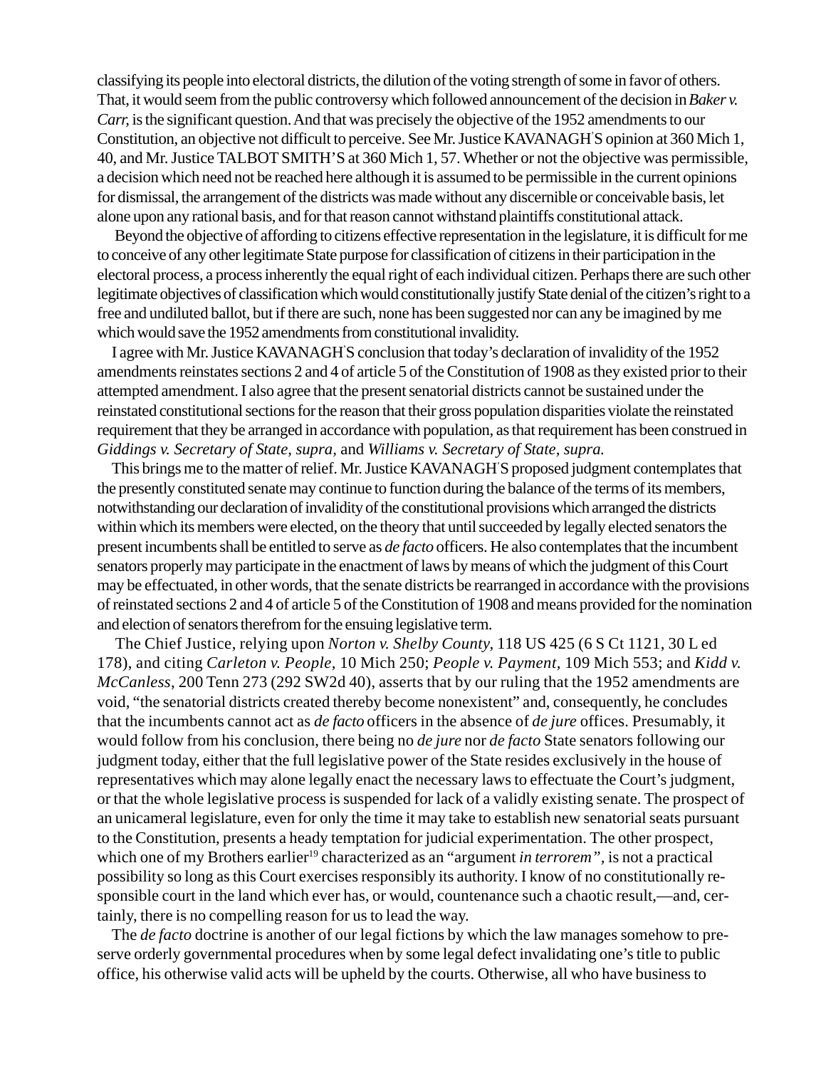classifying its people into electoral districts, the dilution of the voting strength of some in favor of others. That, it would seem from the public controversy which followed announcement of the decision in *Baker v. Carr*, is the significant question. And that was precisely the objective of the 1952 amendments to our Constitution, an objective not difficult to perceive. See Mr. Justice KAVANAGH'S opinion at 360 Mich 1, 40, and Mr. Justice TALBOT SMITH'S at 360 Mich 1, 57. Whether or not the objective was permissible, a decision which need not be reached here although it is assumed to be permissible in the current opinions for dismissal, the arrangement of the districts was made without any discernible or conceivable basis, let alone upon any rational basis, and for that reason cannot withstand plaintiffs constitutional attack.

Beyond the objective of affording to citizens effective representation in the legislature, it is difficult for me to conceive of any other legitimate State purpose for classification of citizens in their participation in the electoral process, a process inherently the equal right of each individual citizen. Perhaps there are such other legitimate objectives of classification which would constitutionally justify State denial of the citizen's right to a free and undiluted ballot, but if there are such, none has been suggested nor can any be imagined by me which would save the 1952 amendments from constitutional invalidity.

I agree with Mr. Justice KAVANAGH'S conclusion that today's declaration of invalidity of the 1952 amendments reinstates sections 2 and 4 of article 5 of the Constitution of 1908 as they existed prior to their attempted amendment. I also agree that the present senatorial districts cannot be sustained under the reinstated constitutional sections for the reason that their gross population disparities violate the reinstated requirement that they be arranged in accordance with population, as that requirement has been construed in *Giddings v. Secretary of State, supra,* and *Williams v. Secretary of State, supra.*

This brings me to the matter of relief. Mr. Justice KAVANAGH'S proposed judgment contemplates that the presently constituted senate may continue to function during the balance of the terms of its members, notwithstanding our declaration of invalidity of the constitutional provisions which arranged the districts within which its members were elected, on the theory that until succeeded by legally elected senators the present incumbents shall be entitled to serve as *de facto* officers. He also contemplates that the incumbent senators properly may participate in the enactment of laws by means of which the judgment of this Court may be effectuated, in other words, that the senate districts be rearranged in accordance with the provisions of reinstated sections 2 and 4 of article 5 of the Constitution of 1908 and means provided for the nomination and election of senators therefrom for the ensuing legislative term.

The Chief Justice, relying upon *Norton v. Shelby County*, 118 US 425 (6 S Ct 1121, 30 L ed 178), and citing *Carleton v. People*, 10 Mich 250; *People v. Payment*, 109 Mich 553; and *Kidd v. McCanless*, 200 Tenn 273 (292 SW2d 40), asserts that by our ruling that the 1952 amendments are void, "the senatorial districts created thereby become nonexistent" and, consequently, he concludes that the incumbents cannot act as *de facto* officers in the absence of *de jure* offices. Presumably, it would follow from his conclusion, there being no *de jure* nor *de facto* State senators following our judgment today, either that the full legislative power of the State resides exclusively in the house of representatives which may alone legally enact the necessary laws to effectuate the Court's judgment, or that the whole legislative process is suspended for lack of a validly existing senate. The prospect of an unicameral legislature, even for only the time it may take to establish new senatorial seats pursuant to the Constitution, presents a heady temptation for judicial experimentation. The other prospect, which one of my Brothers earlier[19] characterized as an "argument *in terrorem*", is not a practical possibility so long as this Court exercises responsibly its authority. I know of no constitutionally responsible court in the land which ever has, or would, countenance such a chaotic result,—and, certainly, there is no compelling reason for us to lead the way.

The *de facto* doctrine is another of our legal fictions by which the law manages somehow to preserve orderly governmental procedures when by some legal defect invalidating one's title to public office, his otherwise valid acts will be upheld by the courts. Otherwise, all who have business to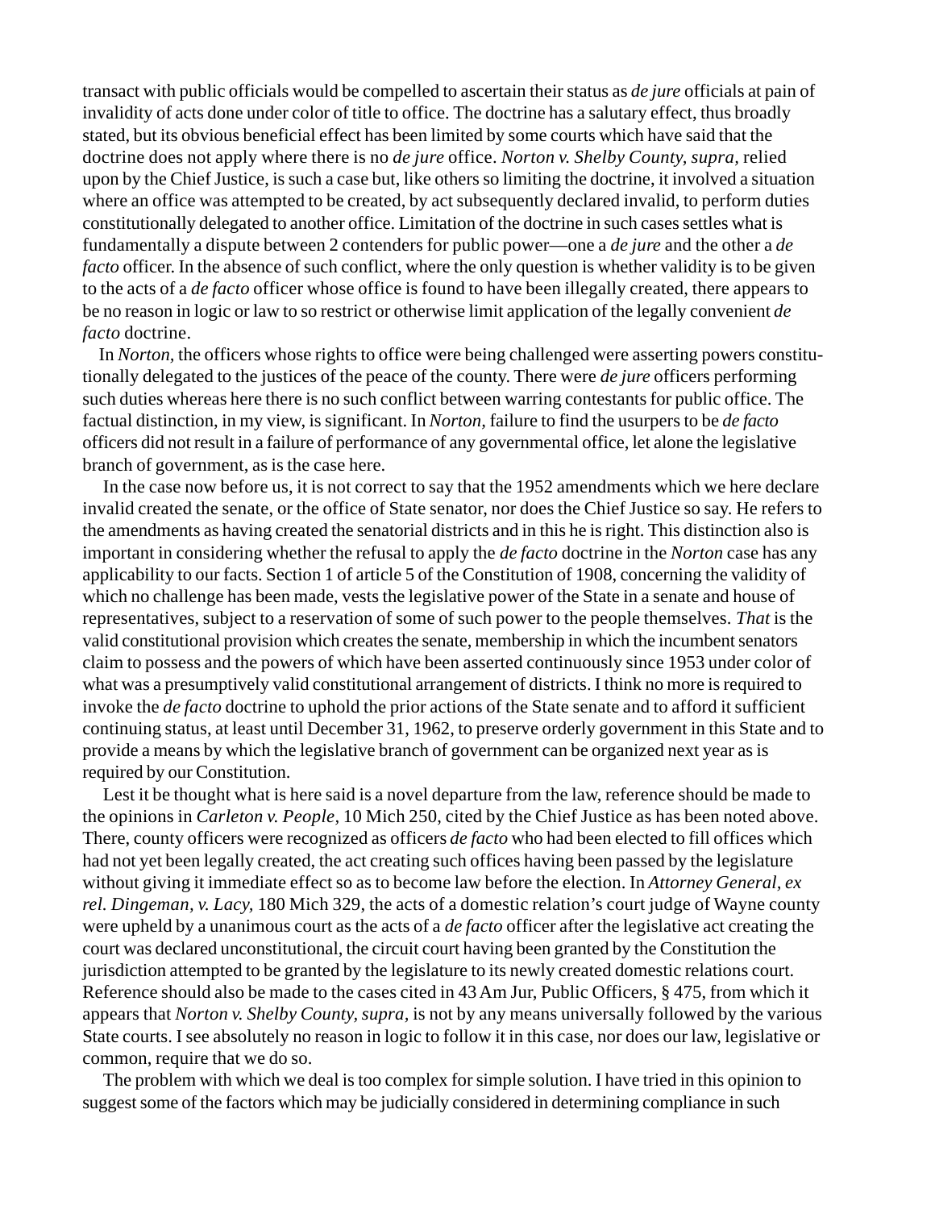transact with public officials would be compelled to ascertain their status as *de jure* officials at pain of invalidity of acts done under color of title to office. The doctrine has a salutary effect, thus broadly stated, but its obvious beneficial effect has been limited by some courts which have said that the doctrine does not apply where there is no *de jure* office. *Norton v. Shelby County, supra,* relied upon by the Chief Justice, is such a case but, like others so limiting the doctrine, it involved a situation where an office was attempted to be created, by act subsequently declared invalid, to perform duties constitutionally delegated to another office. Limitation of the doctrine in such cases settles what is fundamentally a dispute between 2 contenders for public power—one a *de jure* and the other a *de facto* officer. In the absence of such conflict, where the only question is whether validity is to be given to the acts of a *de facto* officer whose office is found to have been illegally created, there appears to be no reason in logic or law to so restrict or otherwise limit application of the legally convenient *de facto* doctrine.

In *Norton,* the officers whose rights to office were being challenged were asserting powers constitutionally delegated to the justices of the peace of the county. There were *de jure* officers performing such duties whereas here there is no such conflict between warring contestants for public office. The factual distinction, in my view, is significant. In *Norton,* failure to find the usurpers to be *de facto* officers did not result in a failure of performance of any governmental office, let alone the legislative branch of government, as is the case here.

In the case now before us, it is not correct to say that the 1952 amendments which we here declare invalid created the senate, or the office of State senator, nor does the Chief Justice so say. He refers to the amendments as having created the senatorial districts and in this he is right. This distinction also is important in considering whether the refusal to apply the *de facto* doctrine in the *Norton* case has any applicability to our facts. Section 1 of article 5 of the Constitution of 1908, concerning the validity of which no challenge has been made, vests the legislative power of the State in a senate and house of representatives, subject to a reservation of some of such power to the people themselves. *That* is the valid constitutional provision which creates the senate, membership in which the incumbent senators claim to possess and the powers of which have been asserted continuously since 1953 under color of what was a presumptively valid constitutional arrangement of districts. I think no more is required to invoke the *de facto* doctrine to uphold the prior actions of the State senate and to afford it sufficient continuing status, at least until December 31, 1962, to preserve orderly government in this State and to provide a means by which the legislative branch of government can be organized next year as is required by our Constitution.

Lest it be thought what is here said is a novel departure from the law, reference should be made to the opinions in *Carleton v. People,* 10 Mich 250, cited by the Chief Justice as has been noted above. There, county officers were recognized as officers *de facto* who had been elected to fill offices which had not yet been legally created, the act creating such offices having been passed by the legislature without giving it immediate effect so as to become law before the election. In *Attorney General, ex rel. Dingeman, v. Lacy,* 180 Mich 329, the acts of a domestic relation's court judge of Wayne county were upheld by a unanimous court as the acts of a *de facto* officer after the legislative act creating the court was declared unconstitutional, the circuit court having been granted by the Constitution the jurisdiction attempted to be granted by the legislature to its newly created domestic relations court. Reference should also be made to the cases cited in 43 Am Jur, Public Officers, § 475, from which it appears that *Norton v. Shelby County, supra,* is not by any means universally followed by the various State courts. I see absolutely no reason in logic to follow it in this case, nor does our law, legislative or common, require that we do so.

The problem with which we deal is too complex for simple solution. I have tried in this opinion to suggest some of the factors which may be judicially considered in determining compliance in such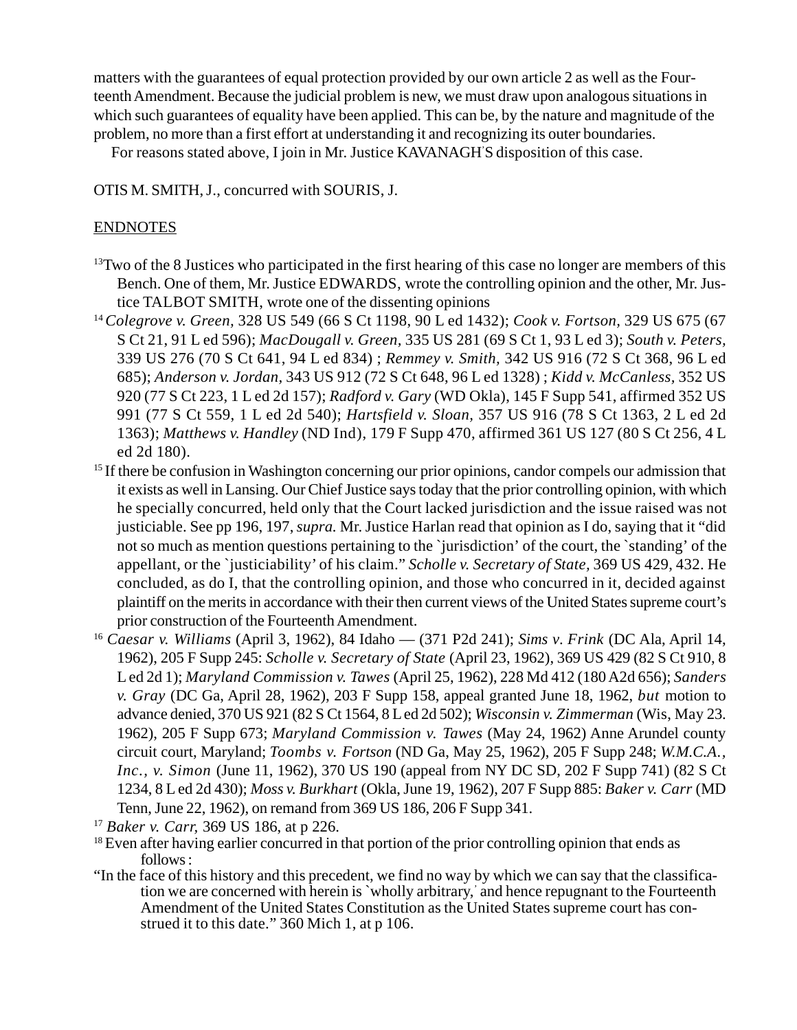matters with the guarantees of equal protection provided by our own article 2 as well as the Fourteenth Amendment. Because the judicial problem is new, we must draw upon analogous situations in which such guarantees of equality have been applied. This can be, by the nature and magnitude of the problem, no more than a first effort at understanding it and recognizing its outer boundaries.

For reasons stated above, I join in Mr. Justice KAVANAGH'S disposition of this case.

OTIS M. SMITH, J., concurred with SOURIS, J.

ENDNOTES

[13] Two of the 8 Justices who participated in the first hearing of this case no longer are members of this Bench. One of them, Mr. Justice EDWARDS, wrote the controlling opinion and the other, Mr. Justice TALBOT SMITH, wrote one of the dissenting opinions

[14] *Colegrove v. Green*, 328 US 549 (66 S Ct 1198, 90 L ed 1432); *Cook v. Fortson*, 329 US 675 (67 S Ct 21, 91 L ed 596); *MacDougall v. Green*, 335 US 281 (69 S Ct 1, 93 L ed 3); *South v. Peters*, 339 US 276 (70 S Ct 641, 94 L ed 834) ; *Remmey v. Smith*, 342 US 916 (72 S Ct 368, 96 L ed 685); *Anderson v. Jordan*, 343 US 912 (72 S Ct 648, 96 L ed 1328) ; *Kidd v. McCanless*, 352 US 920 (77 S Ct 223, 1 L ed 2d 157); *Radford v. Gary* (WD Okla), 145 F Supp 541, affirmed 352 US 991 (77 S Ct 559, 1 L ed 2d 540); *Hartsfield v. Sloan*, 357 US 916 (78 S Ct 1363, 2 L ed 2d 1363); *Matthews v. Handley* (ND Ind), 179 F Supp 470, affirmed 361 US 127 (80 S Ct 256, 4 L ed 2d 180).

[15] If there be confusion in Washington concerning our prior opinions, candor compels our admission that it exists as well in Lansing. Our Chief Justice says today that the prior controlling opinion, with which he specially concurred, held only that the Court lacked jurisdiction and the issue raised was not justiciable. See pp 196, 197, *supra.* Mr. Justice Harlan read that opinion as I do, saying that it "did not so much as mention questions pertaining to the `jurisdiction' of the court, the `standing' of the appellant, or the `justiciability' of his claim." *Scholle v. Secretary of State*, 369 US 429, 432. He concluded, as do I, that the controlling opinion, and those who concurred in it, decided against plaintiff on the merits in accordance with their then current views of the United States supreme court's prior construction of the Fourteenth Amendment.

[16] *Caesar v. Williams* (April 3, 1962), 84 Idaho — (371 P2d 241); *Sims v. Frink* (DC Ala, April 14, 1962), 205 F Supp 245: *Scholle v. Secretary of State* (April 23, 1962), 369 US 429 (82 S Ct 910, 8 L ed 2d 1); *Maryland Commission v. Tawes* (April 25, 1962), 228 Md 412 (180 A2d 656); *Sanders v. Gray* (DC Ga, April 28, 1962), 203 F Supp 158, appeal granted June 18, 1962, *but* motion to advance denied, 370 US 921 (82 S Ct 1564, 8 L ed 2d 502); *Wisconsin v. Zimmerman* (Wis, May 23. 1962), 205 F Supp 673; *Maryland Commission v. Tawes* (May 24, 1962) Anne Arundel county circuit court, Maryland; *Toombs v. Fortson* (ND Ga, May 25, 1962), 205 F Supp 248; *W.M.C.A., Inc., v. Simon* (June 11, 1962), 370 US 190 (appeal from NY DC SD, 202 F Supp 741) (82 S Ct 1234, 8 L ed 2d 430); *Moss v. Burkhart* (Okla, June 19, 1962), 207 F Supp 885: *Baker v. Carr* (MD Tenn, June 22, 1962), on remand from 369 US 186, 206 F Supp 341.

[17] *Baker v. Carr,* 369 US 186, at p 226.

[18] Even after having earlier concurred in that portion of the prior controlling opinion that ends as follows :

"In the face of this history and this precedent, we find no way by which we can say that the classification we are concerned with herein is `wholly arbitrary,' and hence repugnant to the Fourteenth Amendment of the United States Constitution as the United States supreme court has construed it to this date." 360 Mich 1, at p 106.